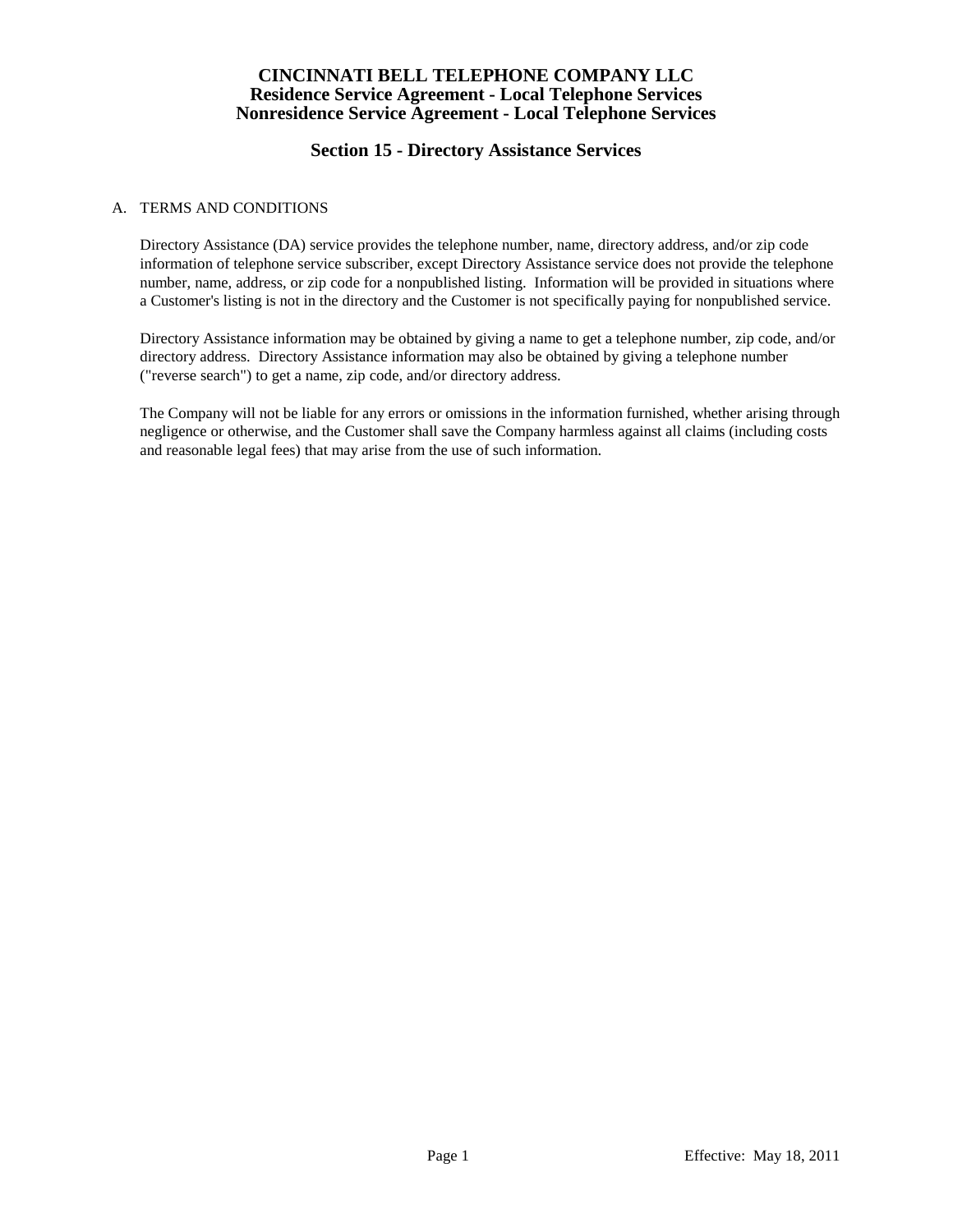# CINCINNATI BELL TELEPHONE COMPANY LLC
## Residence Service Agreement - Local Telephone Services
## Nonresidence Service Agreement - Local Telephone Services

## Section 15 - Directory Assistance Services

A. TERMS AND CONDITIONS

Directory Assistance (DA) service provides the telephone number, name, directory address, and/or zip code information of telephone service subscriber, except Directory Assistance service does not provide the telephone number, name, address, or zip code for a nonpublished listing. Information will be provided in situations where a Customer's listing is not in the directory and the Customer is not specifically paying for nonpublished service.

Directory Assistance information may be obtained by giving a name to get a telephone number, zip code, and/or directory address. Directory Assistance information may also be obtained by giving a telephone number ("reverse search") to get a name, zip code, and/or directory address.

The Company will not be liable for any errors or omissions in the information furnished, whether arising through negligence or otherwise, and the Customer shall save the Company harmless against all claims (including costs and reasonable legal fees) that may arise from the use of such information.

Effective: May 18, 2011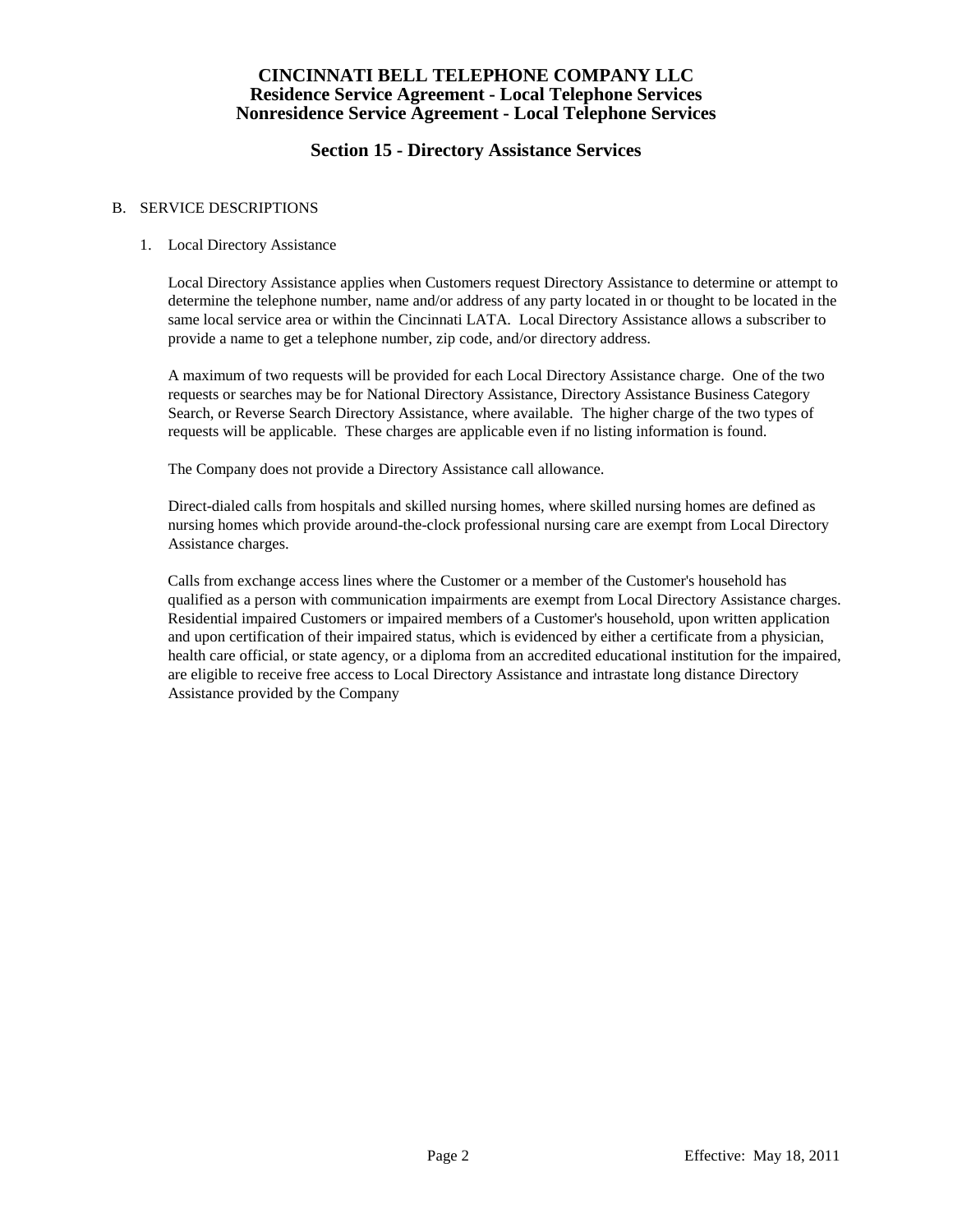# CINCINNATI BELL TELEPHONE COMPANY LLC
## Residence Service Agreement - Local Telephone Services
## Nonresidence Service Agreement - Local Telephone Services

## Section 15 - Directory Assistance Services

B. SERVICE DESCRIPTIONS

1. Local Directory Assistance

   Local Directory Assistance applies when Customers request Directory Assistance to determine or attempt to determine the telephone number, name and/or address of any party located in or thought to be located in the same local service area or within the Cincinnati LATA. Local Directory Assistance allows a subscriber to provide a name to get a telephone number, zip code, and/or directory address.

   A maximum of two requests will be provided for each Local Directory Assistance charge. One of the two requests or searches may be for National Directory Assistance, Directory Assistance Business Category Search, or Reverse Search Directory Assistance, where available. The higher charge of the two types of requests will be applicable. These charges are applicable even if no listing information is found.

   The Company does not provide a Directory Assistance call allowance.

   Direct-dialed calls from hospitals and skilled nursing homes, where skilled nursing homes are defined as nursing homes which provide around-the-clock professional nursing care are exempt from Local Directory Assistance charges.

   Calls from exchange access lines where the Customer or a member of the Customer's household has qualified as a person with communication impairments are exempt from Local Directory Assistance charges. Residential impaired Customers or impaired members of a Customer's household, upon written application and upon certification of their impaired status, which is evidenced by either a certificate from a physician, health care official, or state agency, or a diploma from an accredited educational institution for the impaired, are eligible to receive free access to Local Directory Assistance and intrastate long distance Directory Assistance provided by the Company

Effective: May 18, 2011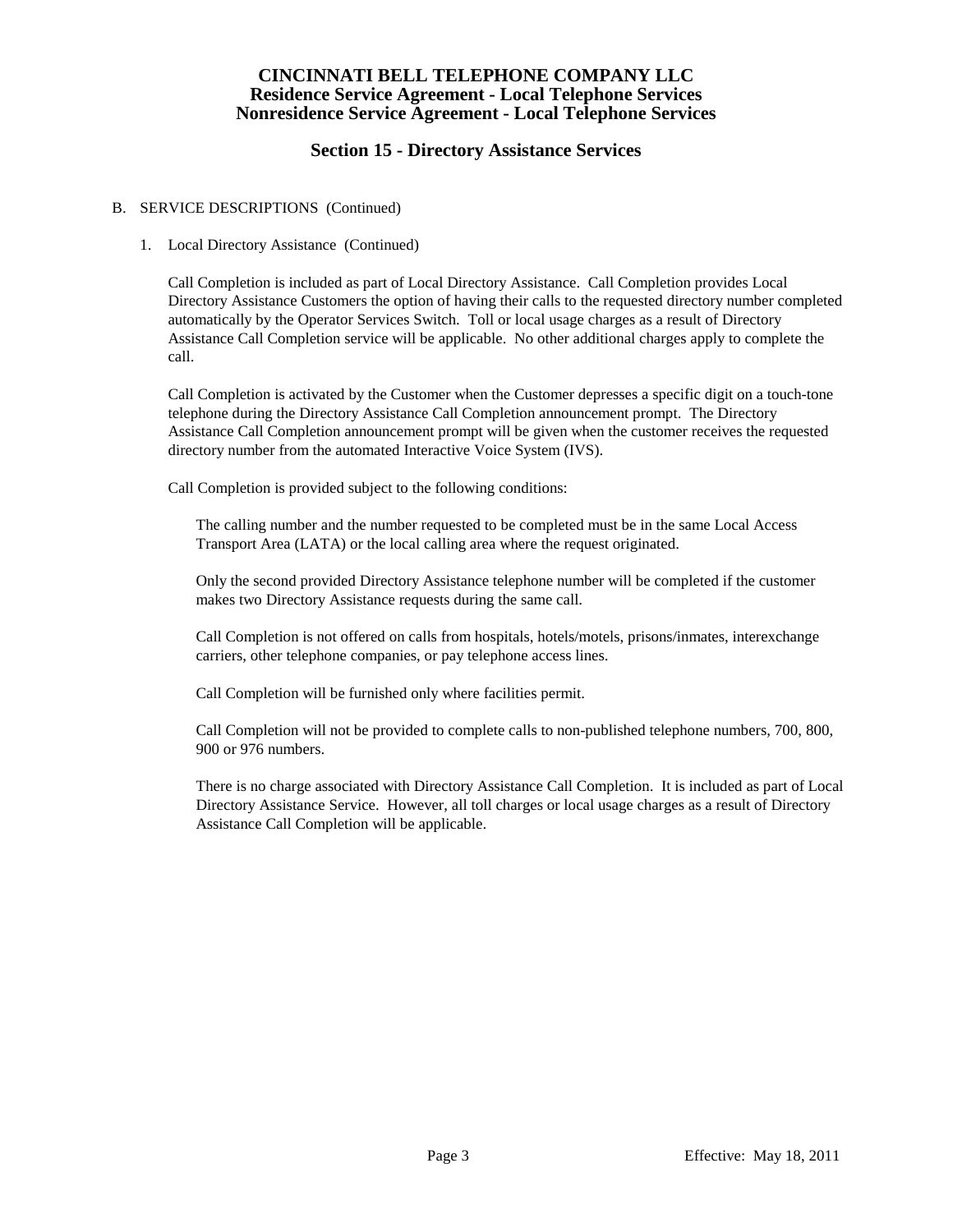# CINCINNATI BELL TELEPHONE COMPANY LLC
## Residence Service Agreement - Local Telephone Services
## Nonresidence Service Agreement - Local Telephone Services

## Section 15 - Directory Assistance Services

B. SERVICE DESCRIPTIONS (Continued)

1. Local Directory Assistance (Continued)

   Call Completion is included as part of Local Directory Assistance. Call Completion provides Local Directory Assistance Customers the option of having their calls to the requested directory number completed automatically by the Operator Services Switch. Toll or local usage charges as a result of Directory Assistance Call Completion service will be applicable. No other additional charges apply to complete the call.

   Call Completion is activated by the Customer when the Customer depresses a specific digit on a touch-tone telephone during the Directory Assistance Call Completion announcement prompt. The Directory Assistance Call Completion announcement prompt will be given when the customer receives the requested directory number from the automated Interactive Voice System (IVS).

   Call Completion is provided subject to the following conditions:

      The calling number and the number requested to be completed must be in the same Local Access Transport Area (LATA) or the local calling area where the request originated.

      Only the second provided Directory Assistance telephone number will be completed if the customer makes two Directory Assistance requests during the same call.

      Call Completion is not offered on calls from hospitals, hotels/motels, prisons/inmates, interexchange carriers, other telephone companies, or pay telephone access lines.

      Call Completion will be furnished only where facilities permit.

      Call Completion will not be provided to complete calls to non-published telephone numbers, 700, 800, 900 or 976 numbers.

      There is no charge associated with Directory Assistance Call Completion. It is included as part of Local Directory Assistance Service. However, all toll charges or local usage charges as a result of Directory Assistance Call Completion will be applicable.

Effective: May 18, 2011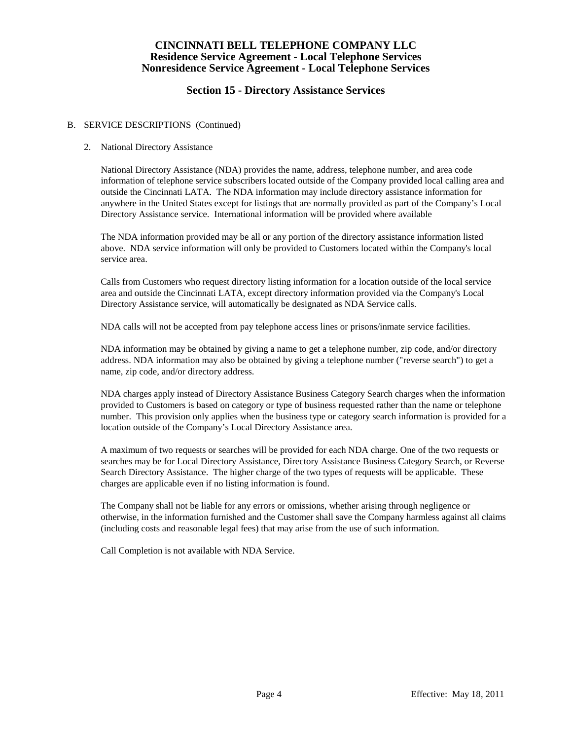# CINCINNATI BELL TELEPHONE COMPANY LLC
## Residence Service Agreement - Local Telephone Services
## Nonresidence Service Agreement - Local Telephone Services

### Section 15 - Directory Assistance Services

B. SERVICE DESCRIPTIONS (Continued)

2. National Directory Assistance

   National Directory Assistance (NDA) provides the name, address, telephone number, and area code information of telephone service subscribers located outside of the Company provided local calling area and outside the Cincinnati LATA. The NDA information may include directory assistance information for anywhere in the United States except for listings that are normally provided as part of the Company's Local Directory Assistance service. International information will be provided where available

   The NDA information provided may be all or any portion of the directory assistance information listed above. NDA service information will only be provided to Customers located within the Company's local service area.

   Calls from Customers who request directory listing information for a location outside of the local service area and outside the Cincinnati LATA, except directory information provided via the Company's Local Directory Assistance service, will automatically be designated as NDA Service calls.

   NDA calls will not be accepted from pay telephone access lines or prisons/inmate service facilities.

   NDA information may be obtained by giving a name to get a telephone number, zip code, and/or directory address. NDA information may also be obtained by giving a telephone number ("reverse search") to get a name, zip code, and/or directory address.

   NDA charges apply instead of Directory Assistance Business Category Search charges when the information provided to Customers is based on category or type of business requested rather than the name or telephone number. This provision only applies when the business type or category search information is provided for a location outside of the Company's Local Directory Assistance area.

   A maximum of two requests or searches will be provided for each NDA charge. One of the two requests or searches may be for Local Directory Assistance, Directory Assistance Business Category Search, or Reverse Search Directory Assistance. The higher charge of the two types of requests will be applicable. These charges are applicable even if no listing information is found.

   The Company shall not be liable for any errors or omissions, whether arising through negligence or otherwise, in the information furnished and the Customer shall save the Company harmless against all claims (including costs and reasonable legal fees) that may arise from the use of such information.

   Call Completion is not available with NDA Service.

Effective: May 18, 2011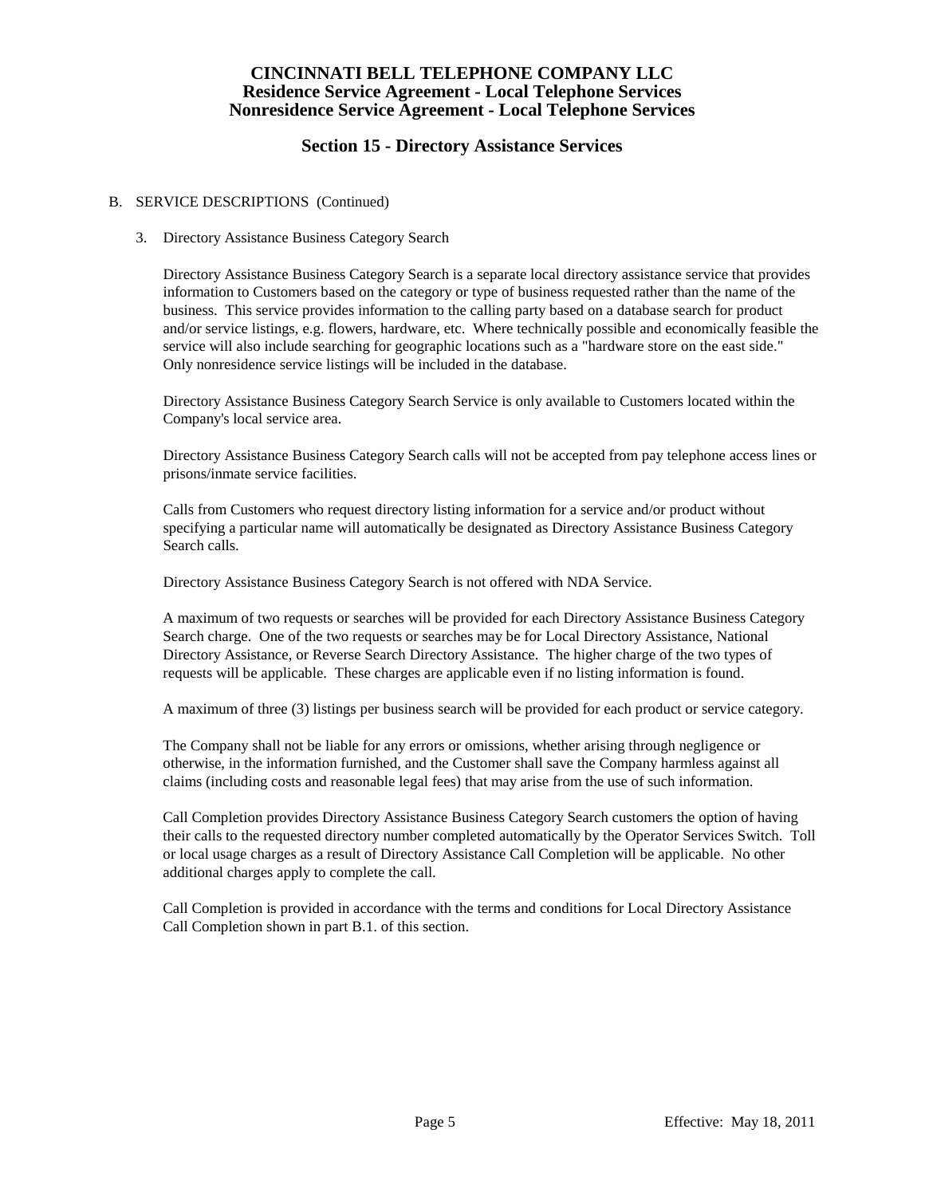# CINCINNATI BELL TELEPHONE COMPANY LLC
## Residence Service Agreement - Local Telephone Services
## Nonresidence Service Agreement - Local Telephone Services

## Section 15 - Directory Assistance Services

B. SERVICE DESCRIPTIONS (Continued)

3. Directory Assistance Business Category Search

   Directory Assistance Business Category Search is a separate local directory assistance service that provides information to Customers based on the category or type of business requested rather than the name of the business. This service provides information to the calling party based on a database search for product and/or service listings, e.g. flowers, hardware, etc. Where technically possible and economically feasible the service will also include searching for geographic locations such as a "hardware store on the east side." Only nonresidence service listings will be included in the database.

   Directory Assistance Business Category Search Service is only available to Customers located within the Company's local service area.

   Directory Assistance Business Category Search calls will not be accepted from pay telephone access lines or prisons/inmate service facilities.

   Calls from Customers who request directory listing information for a service and/or product without specifying a particular name will automatically be designated as Directory Assistance Business Category Search calls.

   Directory Assistance Business Category Search is not offered with NDA Service.

   A maximum of two requests or searches will be provided for each Directory Assistance Business Category Search charge. One of the two requests or searches may be for Local Directory Assistance, National Directory Assistance, or Reverse Search Directory Assistance. The higher charge of the two types of requests will be applicable. These charges are applicable even if no listing information is found.

   A maximum of three (3) listings per business search will be provided for each product or service category.

   The Company shall not be liable for any errors or omissions, whether arising through negligence or otherwise, in the information furnished, and the Customer shall save the Company harmless against all claims (including costs and reasonable legal fees) that may arise from the use of such information.

   Call Completion provides Directory Assistance Business Category Search customers the option of having their calls to the requested directory number completed automatically by the Operator Services Switch. Toll or local usage charges as a result of Directory Assistance Call Completion will be applicable. No other additional charges apply to complete the call.

   Call Completion is provided in accordance with the terms and conditions for Local Directory Assistance Call Completion shown in part B.1. of this section.

Effective: May 18, 2011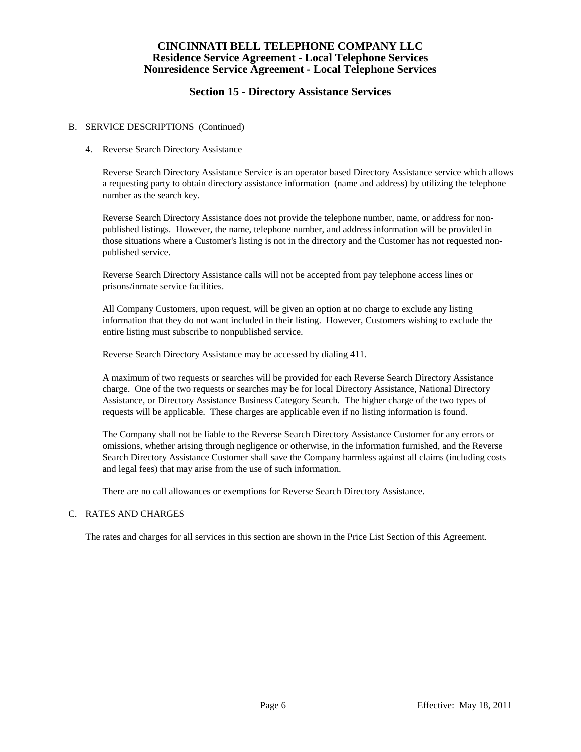# CINCINNATI BELL TELEPHONE COMPANY LLC
## Residence Service Agreement - Local Telephone Services
## Nonresidence Service Agreement - Local Telephone Services

## Section 15 - Directory Assistance Services

B. SERVICE DESCRIPTIONS (Continued)

4. Reverse Search Directory Assistance

Reverse Search Directory Assistance Service is an operator based Directory Assistance service which allows a requesting party to obtain directory assistance information (name and address) by utilizing the telephone number as the search key.

Reverse Search Directory Assistance does not provide the telephone number, name, or address for non-published listings. However, the name, telephone number, and address information will be provided in those situations where a Customer's listing is not in the directory and the Customer has not requested non-published service.

Reverse Search Directory Assistance calls will not be accepted from pay telephone access lines or prisons/inmate service facilities.

All Company Customers, upon request, will be given an option at no charge to exclude any listing information that they do not want included in their listing. However, Customers wishing to exclude the entire listing must subscribe to nonpublished service.

Reverse Search Directory Assistance may be accessed by dialing 411.

A maximum of two requests or searches will be provided for each Reverse Search Directory Assistance charge. One of the two requests or searches may be for local Directory Assistance, National Directory Assistance, or Directory Assistance Business Category Search. The higher charge of the two types of requests will be applicable. These charges are applicable even if no listing information is found.

The Company shall not be liable to the Reverse Search Directory Assistance Customer for any errors or omissions, whether arising through negligence or otherwise, in the information furnished, and the Reverse Search Directory Assistance Customer shall save the Company harmless against all claims (including costs and legal fees) that may arise from the use of such information.

There are no call allowances or exemptions for Reverse Search Directory Assistance.

C. RATES AND CHARGES

The rates and charges for all services in this section are shown in the Price List Section of this Agreement.

Effective: May 18, 2011